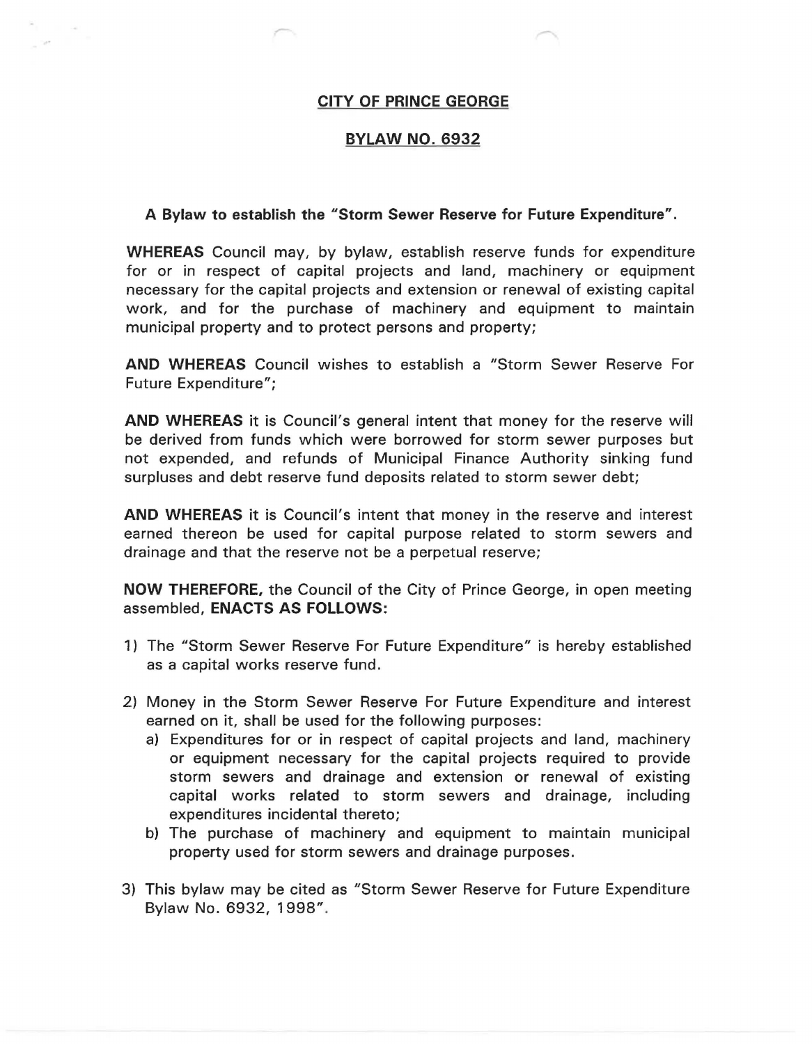# CITY OF PRINCE GEORGE

## BYLAW NO. 6932

**A Bylaw to establish the "Storm Sewer Reserve for Future Expenditure".**

**WHEREAS** Council may, by bylaw, establish reserve funds for expenditure for or in respect of capital projects and land, machinery or equipment necessary for the capital projects and extension or renewal of existing capital work, and for the purchase of machinery and equipment to maintain municipal property and to protect persons and property;

**AND WHEREAS** Council wishes to establish a "Storm Sewer Reserve For Future Expenditure";

**AND WHEREAS** it is Council's general intent that money for the reserve will be derived from funds which were borrowed for storm sewer purposes but not expended, and refunds of Municipal Finance Authority sinking fund surpluses and debt reserve fund deposits related to storm sewer debt;

**AND WHEREAS** it is Council's intent that money in the reserve and interest earned thereon be used for capital purpose related to storm sewers and drainage and that the reserve not be a perpetual reserve;

**NOW THEREFORE,** the Council of the City of Prince George, in open meeting assembled, **ENACTS AS FOLLOWS:**

1) The "Storm Sewer Reserve For Future Expenditure" is hereby established as a capital works reserve fund.

2) Money in the Storm Sewer Reserve For Future Expenditure and interest earned on it, shall be used for the following purposes:
   a) Expenditures for or in respect of capital projects and land, machinery or equipment necessary for the capital projects required to provide storm sewers and drainage and extension or renewal of existing capital works related to storm sewers and drainage, including expenditures incidental thereto;
   b) The purchase of machinery and equipment to maintain municipal property used for storm sewers and drainage purposes.

3) This bylaw may be cited as "Storm Sewer Reserve for Future Expenditure Bylaw No. 6932, 1998".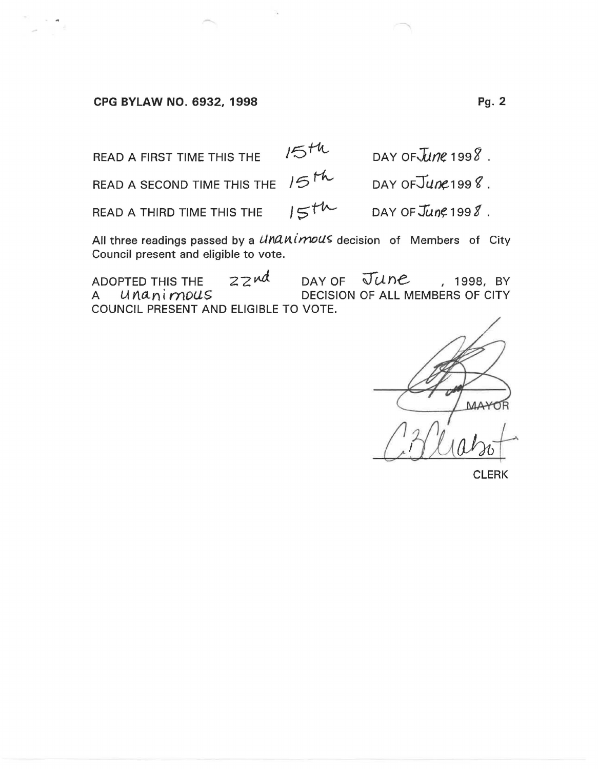**CPG BYLAW NO. 6932, 1998**

READ A FIRST TIME THIS THE 15th DAY OF June 1998.

READ A SECOND TIME THIS THE 15th DAY OF June 1998.

READ A THIRD TIME THIS THE 15th DAY OF June 1998.

All three readings passed by a unanimous decision of Members of City Council present and eligible to vote.

ADOPTED THIS THE 22nd DAY OF June, 1998, BY A unanimous DECISION OF ALL MEMBERS OF CITY COUNCIL PRESENT AND ELIGIBLE TO VOTE.

MAYOR

CLERK